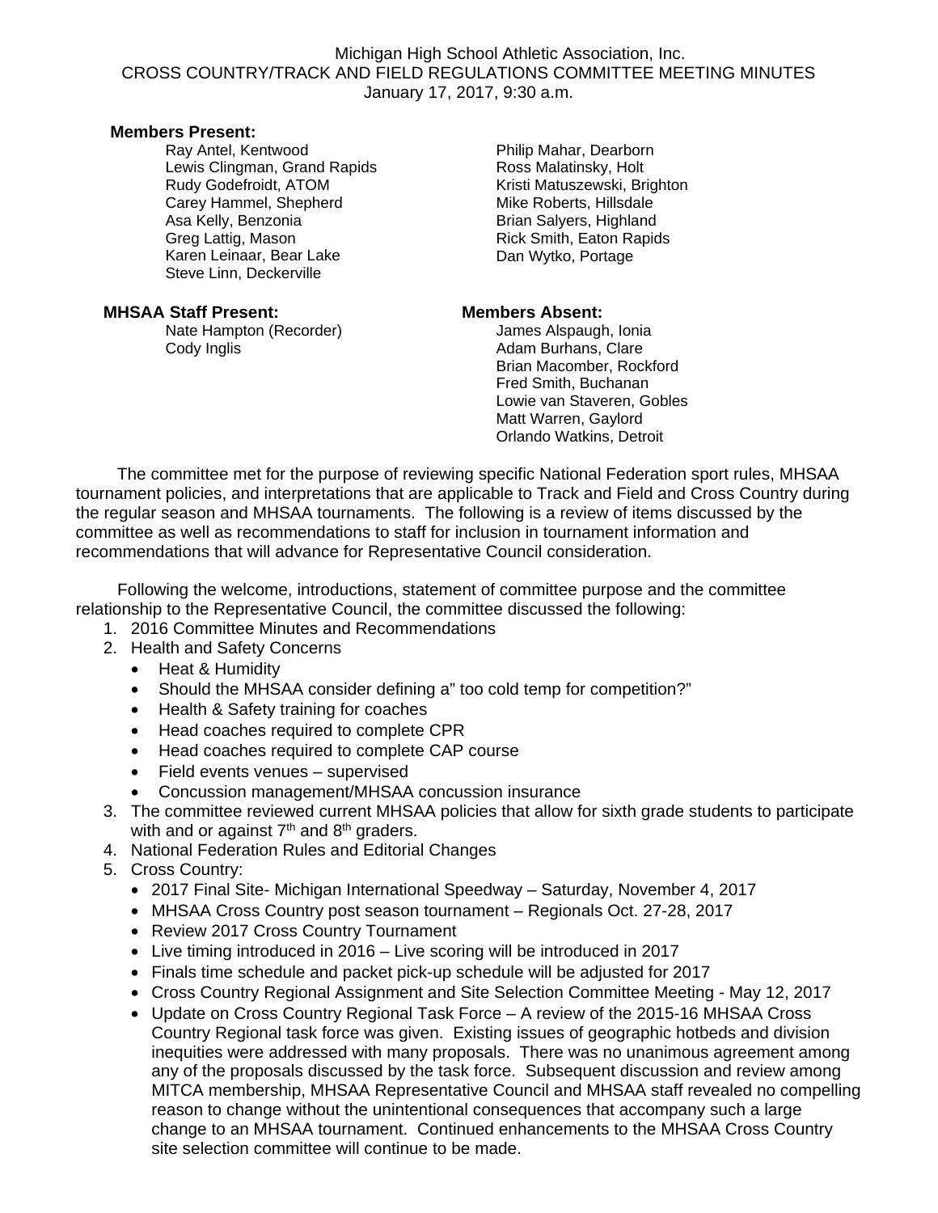Michigan High School Athletic Association, Inc.
CROSS COUNTRY/TRACK AND FIELD REGULATIONS COMMITTEE MEETING MINUTES
January 17, 2017, 9:30 a.m.

**Members Present:**

Ray Antel, Kentwood
Lewis Clingman, Grand Rapids
Rudy Godefroidt, ATOM
Carey Hammel, Shepherd
Asa Kelly, Benzonia
Greg Lattig, Mason
Karen Leinaar, Bear Lake
Steve Linn, Deckerville
Philip Mahar, Dearborn
Ross Malatinsky, Holt
Kristi Matuszewski, Brighton
Mike Roberts, Hillsdale
Brian Salyers, Highland
Rick Smith, Eaton Rapids
Dan Wytko, Portage

**MHSAA Staff Present:**

Nate Hampton (Recorder)
Cody Inglis

**Members Absent:**

James Alspaugh, Ionia
Adam Burhans, Clare
Brian Macomber, Rockford
Fred Smith, Buchanan
Lowie van Staveren, Gobles
Matt Warren, Gaylord
Orlando Watkins, Detroit

The committee met for the purpose of reviewing specific National Federation sport rules, MHSAA tournament policies, and interpretations that are applicable to Track and Field and Cross Country during the regular season and MHSAA tournaments. The following is a review of items discussed by the committee as well as recommendations to staff for inclusion in tournament information and recommendations that will advance for Representative Council consideration.

Following the welcome, introductions, statement of committee purpose and the committee relationship to the Representative Council, the committee discussed the following:

1. 2016 Committee Minutes and Recommendations
2. Health and Safety Concerns
   - Heat & Humidity
   - Should the MHSAA consider defining a" too cold temp for competition?"
   - Health & Safety training for coaches
   - Head coaches required to complete CPR
   - Head coaches required to complete CAP course
   - Field events venues – supervised
   - Concussion management/MHSAA concussion insurance
3. The committee reviewed current MHSAA policies that allow for sixth grade students to participate with and or against 7th and 8th graders.
4. National Federation Rules and Editorial Changes
5. Cross Country:
   - 2017 Final Site- Michigan International Speedway – Saturday, November 4, 2017
   - MHSAA Cross Country post season tournament – Regionals Oct. 27-28, 2017
   - Review 2017 Cross Country Tournament
   - Live timing introduced in 2016 – Live scoring will be introduced in 2017
   - Finals time schedule and packet pick-up schedule will be adjusted for 2017
   - Cross Country Regional Assignment and Site Selection Committee Meeting - May 12, 2017
   - Update on Cross Country Regional Task Force – A review of the 2015-16 MHSAA Cross Country Regional task force was given. Existing issues of geographic hotbeds and division inequities were addressed with many proposals. There was no unanimous agreement among any of the proposals discussed by the task force. Subsequent discussion and review among MITCA membership, MHSAA Representative Council and MHSAA staff revealed no compelling reason to change without the unintentional consequences that accompany such a large change to an MHSAA tournament. Continued enhancements to the MHSAA Cross Country site selection committee will continue to be made.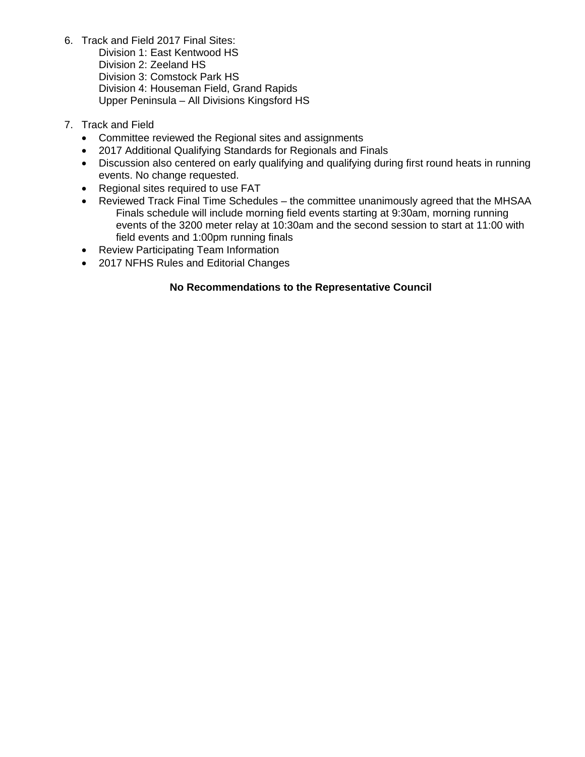6. Track and Field 2017 Final Sites:
   Division 1: East Kentwood HS
   Division 2: Zeeland HS
   Division 3: Comstock Park HS
   Division 4: Houseman Field, Grand Rapids
   Upper Peninsula – All Divisions Kingsford HS

7. Track and Field
   - Committee reviewed the Regional sites and assignments
   - 2017 Additional Qualifying Standards for Regionals and Finals
   - Discussion also centered on early qualifying and qualifying during first round heats in running events. No change requested.
   - Regional sites required to use FAT
   - Reviewed Track Final Time Schedules – the committee unanimously agreed that the MHSAA Finals schedule will include morning field events starting at 9:30am, morning running events of the 3200 meter relay at 10:30am and the second session to start at 11:00 with field events and 1:00pm running finals
   - Review Participating Team Information
   - 2017 NFHS Rules and Editorial Changes

**No Recommendations to the Representative Council**